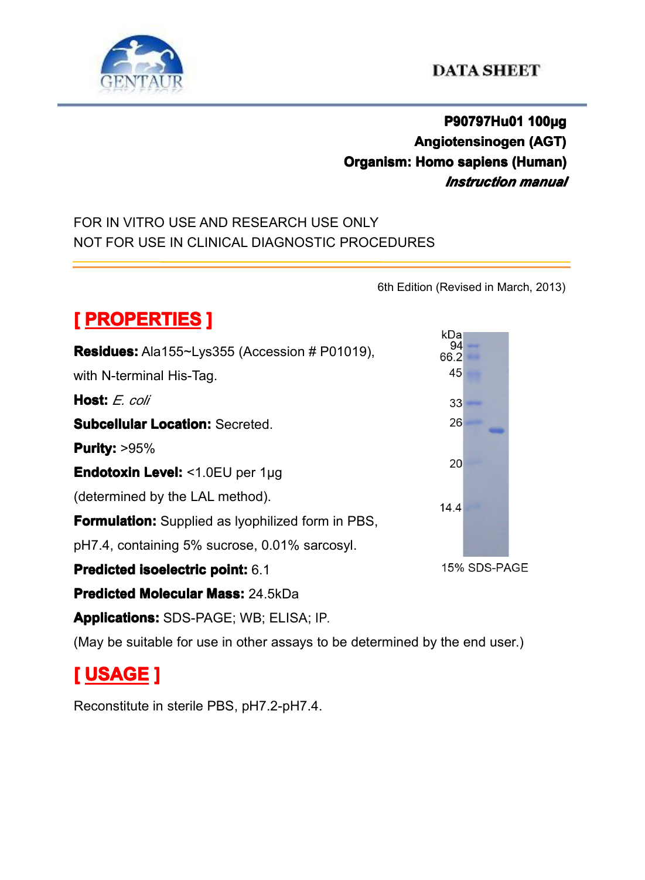GENTAUR

DATA SHEET

**P90797Hu01 100μg**

**Angiotensinogen (AGT)**

**Organism: Homo sapiens (Human)**

***Instruction manual***

FOR IN VITRO USE AND RESEARCH USE ONLY
NOT FOR USE IN CLINICAL DIAGNOSTIC PROCEDURES

6th Edition (Revised in March, 2013)

## [ PROPERTIES ]

**Residues:** Ala155~Lys355 (Accession # P01019), with N-terminal His-Tag.

**Host:** *E. coli*

**Subcellular Location:** Secreted.

**Purity:** >95%

**Endotoxin Level:** <1.0EU per 1μg (determined by the LAL method).

**Formulation:** Supplied as lyophilized form in PBS, pH7.4, containing 5% sucrose, 0.01% sarcosyl.

**Predicted isoelectric point:** 6.1

**Predicted Molecular Mass:** 24.5kDa

**Applications:** SDS-PAGE; WB; ELISA; IP.

(May be suitable for use in other assays to be determined by the end user.)

kDa: 94, 66.2, 45, 33, 26, 20, 14.4

15% SDS-PAGE

## [ USAGE ]

Reconstitute in sterile PBS, pH7.2-pH7.4.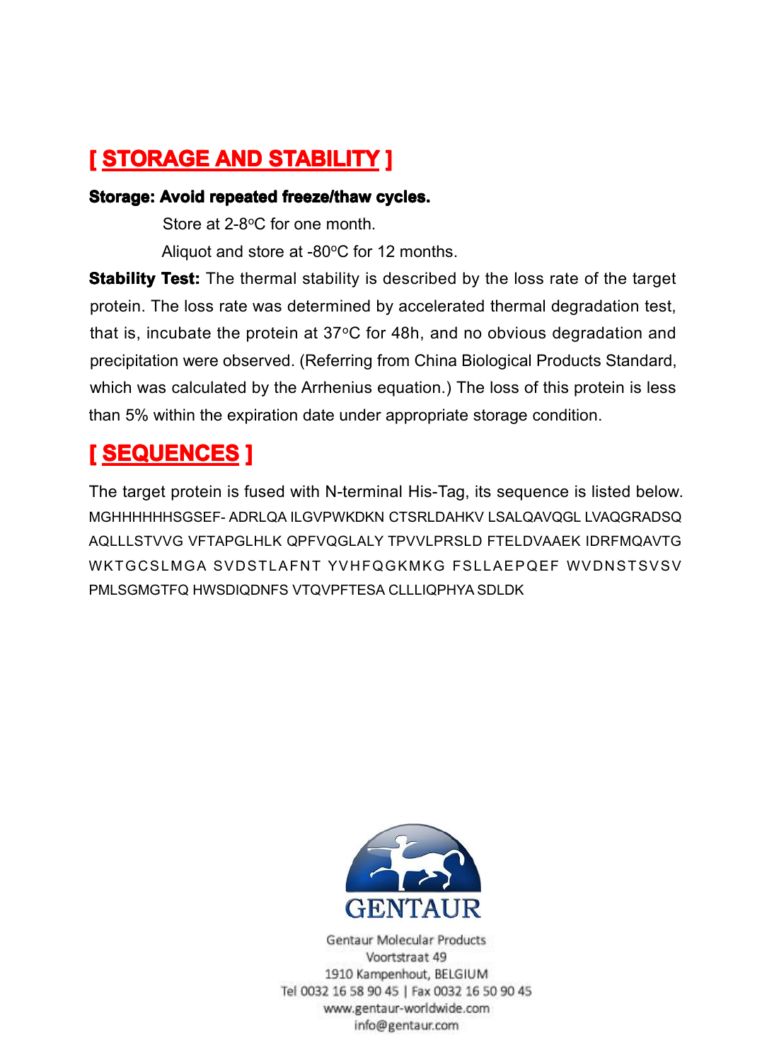## [ STORAGE AND STABILITY ]

**Storage: Avoid repeated freeze/thaw cycles.**

Store at 2-8°C for one month.

Aliquot and store at -80°C for 12 months.

**Stability Test:** The thermal stability is described by the loss rate of the target protein. The loss rate was determined by accelerated thermal degradation test, that is, incubate the protein at 37°C for 48h, and no obvious degradation and precipitation were observed. (Referring from China Biological Products Standard, which was calculated by the Arrhenius equation.) The loss of this protein is less than 5% within the expiration date under appropriate storage condition.

## [ SEQUENCES ]

The target protein is fused with N-terminal His-Tag, its sequence is listed below.

MGHHHHHHSGSEF- ADRLQA ILGVPWKDKN CTSRLDAHKV LSALQAVQGL LVAQGRADSQ AQLLLSTVVG VFTAPGLHLK QPFVQGLALY TPVVLPRSLD FTELDVAAEK IDRFMQAVTG WKTGCSLMGA SVDSTLAFNT YVHFQGKMKG FSLLAEPQEF WVDNSTSVSV PMLSGMGTFQ HWSDIQDNFS VTQVPFTESA CLLLIQPHYA SDLDK

GENTAUR

Gentaur Molecular Products
Voortstraat 49
1910 Kampenhout, BELGIUM
Tel 0032 16 58 90 45 | Fax 0032 16 50 90 45
www.gentaur-worldwide.com
info@gentaur.com